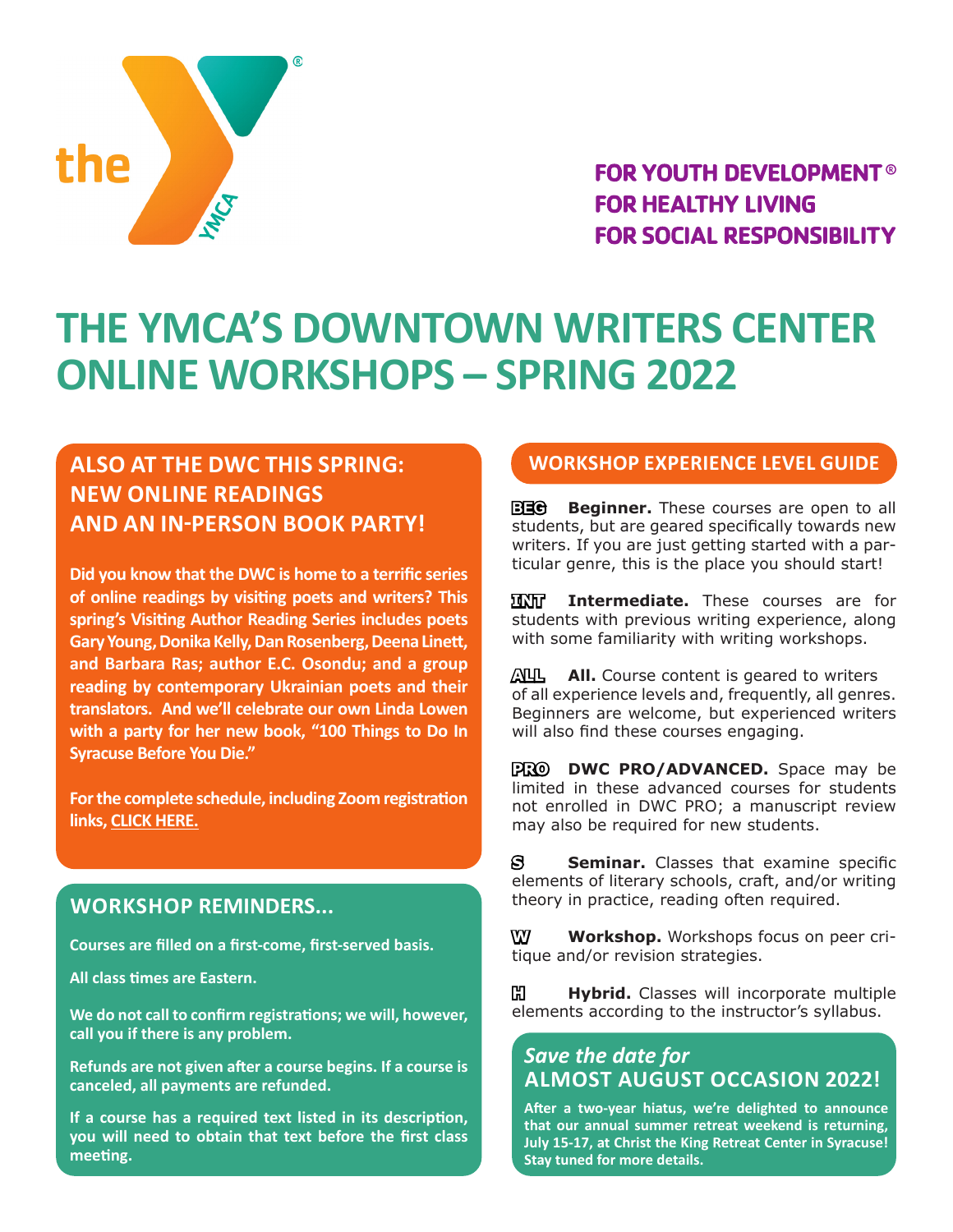the YMCA

**FOR YOUTH DEVELOPMENT®**
**FOR HEALTHY LIVING**
**FOR SOCIAL RESPONSIBILITY**

# THE YMCA'S DOWNTOWN WRITERS CENTER ONLINE WORKSHOPS – SPRING 2022

## ALSO AT THE DWC THIS SPRING: NEW ONLINE READINGS AND AN IN-PERSON BOOK PARTY!

**Did you know that the DWC is home to a terrific series of online readings by visiting poets and writers? This spring's Visiting Author Reading Series includes poets Gary Young, Donika Kelly, Dan Rosenberg, Deena Linett, and Barbara Ras; author E.C. Osondu; and a group reading by contemporary Ukrainian poets and their translators. And we'll celebrate our own Linda Lowen with a party for her new book, "100 Things to Do In Syracuse Before You Die."**

**For the complete schedule, including Zoom registration links, CLICK HERE.**

## WORKSHOP REMINDERS...

**Courses are filled on a first-come, first-served basis.**

**All class times are Eastern.**

**We do not call to confirm registrations; we will, however, call you if there is any problem.**

**Refunds are not given after a course begins. If a course is canceled, all payments are refunded.**

**If a course has a required text listed in its description, you will need to obtain that text before the first class meeting.**

## WORKSHOP EXPERIENCE LEVEL GUIDE

**BEG** **Beginner.** These courses are open to all students, but are geared specifically towards new writers. If you are just getting started with a particular genre, this is the place you should start!

**INT** **Intermediate.** These courses are for students with previous writing experience, along with some familiarity with writing workshops.

**ALL** **All.** Course content is geared to writers of all experience levels and, frequently, all genres. Beginners are welcome, but experienced writers will also find these courses engaging.

**PRO** **DWC PRO/ADVANCED.** Space may be limited in these advanced courses for students not enrolled in DWC PRO; a manuscript review may also be required for new students.

**S** **Seminar.** Classes that examine specific elements of literary schools, craft, and/or writing theory in practice, reading often required.

**W** **Workshop.** Workshops focus on peer critique and/or revision strategies.

**H** **Hybrid.** Classes will incorporate multiple elements according to the instructor's syllabus.

## *Save the date for* ALMOST AUGUST OCCASION 2022!

**After a two-year hiatus, we're delighted to announce that our annual summer retreat weekend is returning, July 15-17, at Christ the King Retreat Center in Syracuse! Stay tuned for more details.**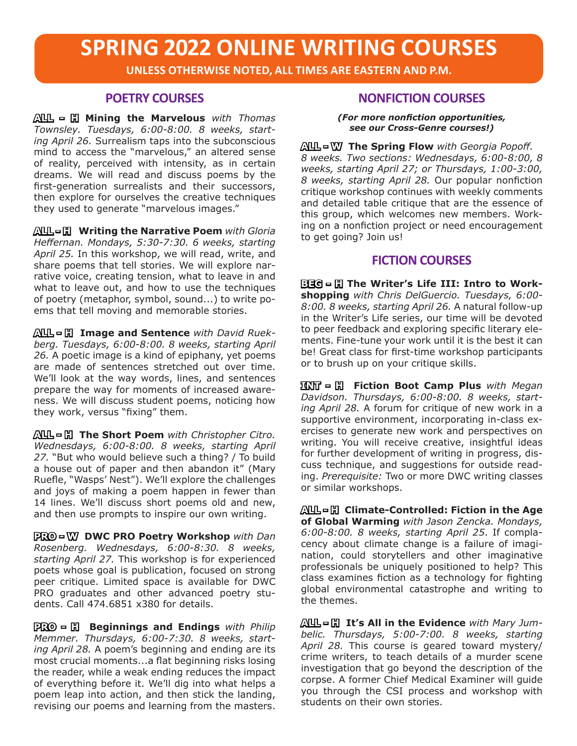# SPRING 2022 ONLINE WRITING COURSES

**UNLESS OTHERWISE NOTED, ALL TIMES ARE EASTERN AND P.M.**

## POETRY COURSES

**ALL - H Mining the Marvelous** *with Thomas Townsley. Tuesdays, 6:00-8:00. 8 weeks, starting April 26.* Surrealism taps into the subconscious mind to access the "marvelous," an altered sense of reality, perceived with intensity, as in certain dreams. We will read and discuss poems by the first-generation surrealists and their successors, then explore for ourselves the creative techniques they used to generate "marvelous images."

**ALL - H Writing the Narrative Poem** *with Gloria Heffernan. Mondays, 5:30-7:30. 6 weeks, starting April 25.* In this workshop, we will read, write, and share poems that tell stories. We will explore narrative voice, creating tension, what to leave in and what to leave out, and how to use the techniques of poetry (metaphor, symbol, sound...) to write poems that tell moving and memorable stories.

**ALL - H Image and Sentence** *with David Ruekberg. Tuesdays, 6:00-8:00. 8 weeks, starting April 26.* A poetic image is a kind of epiphany, yet poems are made of sentences stretched out over time. We'll look at the way words, lines, and sentences prepare the way for moments of increased awareness. We will discuss student poems, noticing how they work, versus "fixing" them.

**ALL - H The Short Poem** *with Christopher Citro. Wednesdays, 6:00-8:00. 8 weeks, starting April 27.* "But who would believe such a thing? / To build a house out of paper and then abandon it" (Mary Ruefle, "Wasps' Nest"). We'll explore the challenges and joys of making a poem happen in fewer than 14 lines. We'll discuss short poems old and new, and then use prompts to inspire our own writing.

**PRO - W DWC PRO Poetry Workshop** *with Dan Rosenberg. Wednesdays, 6:00-8:30. 8 weeks, starting April 27.* This workshop is for experienced poets whose goal is publication, focused on strong peer critique. Limited space is available for DWC PRO graduates and other advanced poetry students. Call 474.6851 x380 for details.

**PRO - H Beginnings and Endings** *with Philip Memmer. Thursdays, 6:00-7:30. 8 weeks, starting April 28.* A poem's beginning and ending are its most crucial moments...a flat beginning risks losing the reader, while a weak ending reduces the impact of everything before it. We'll dig into what helps a poem leap into action, and then stick the landing, revising our poems and learning from the masters.

## NONFICTION COURSES

***(For more nonfiction opportunities, see our Cross-Genre courses!)***

**ALL - W The Spring Flow** *with Georgia Popoff. 8 weeks. Two sections: Wednesdays, 6:00-8:00, 8 weeks, starting April 27; or Thursdays, 1:00-3:00, 8 weeks, starting April 28.* Our popular nonfiction critique workshop continues with weekly comments and detailed table critique that are the essence of this group, which welcomes new members. Working on a nonfiction project or need encouragement to get going? Join us!

## FICTION COURSES

**BEG - H The Writer's Life III: Intro to Workshopping** *with Chris DelGuercio. Tuesdays, 6:00-8:00. 8 weeks, starting April 26.* A natural follow-up in the Writer's Life series, our time will be devoted to peer feedback and exploring specific literary elements. Fine-tune your work until it is the best it can be! Great class for first-time workshop participants or to brush up on your critique skills.

**INT - H Fiction Boot Camp Plus** *with Megan Davidson. Thursdays, 6:00-8:00. 8 weeks, starting April 28.* A forum for critique of new work in a supportive environment, incorporating in-class exercises to generate new work and perspectives on writing. You will receive creative, insightful ideas for further development of writing in progress, discuss technique, and suggestions for outside reading. *Prerequisite:* Two or more DWC writing classes or similar workshops.

**ALL - H Climate-Controlled: Fiction in the Age of Global Warming** *with Jason Zencka. Mondays, 6:00-8:00. 8 weeks, starting April 25.* If complacency about climate change is a failure of imagination, could storytellers and other imaginative professionals be uniquely positioned to help? This class examines fiction as a technology for fighting global environmental catastrophe and writing to the themes.

**ALL - H It's All in the Evidence** *with Mary Jumbelic. Thursdays, 5:00-7:00. 8 weeks, starting April 28.* This course is geared toward mystery/crime writers, to teach details of a murder scene investigation that go beyond the description of the corpse. A former Chief Medical Examiner will guide you through the CSI process and workshop with students on their own stories.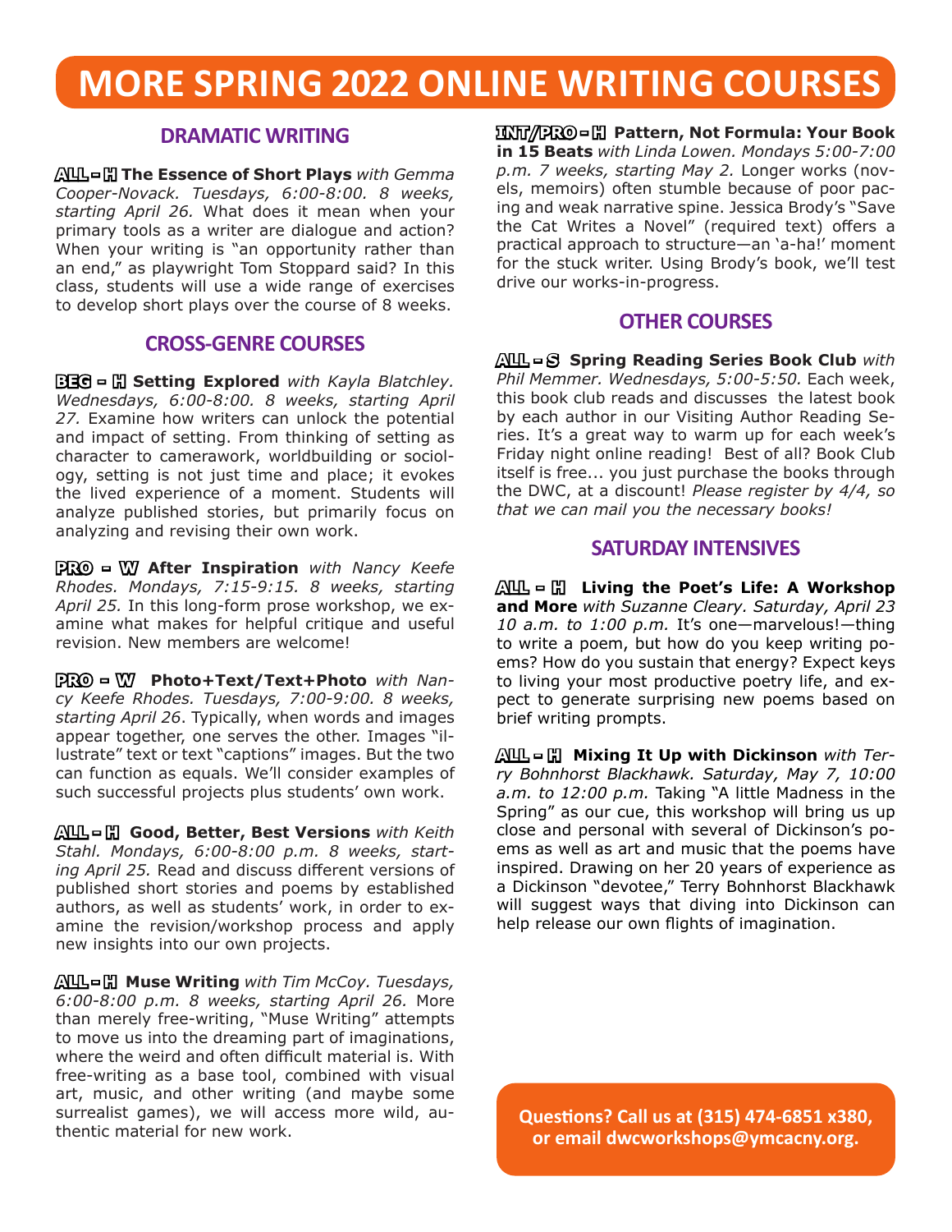# MORE SPRING 2022 ONLINE WRITING COURSES

## DRAMATIC WRITING

**ALL ▪ H The Essence of Short Plays** *with Gemma Cooper-Novack. Tuesdays, 6:00-8:00. 8 weeks, starting April 26.* What does it mean when your primary tools as a writer are dialogue and action? When your writing is "an opportunity rather than an end," as playwright Tom Stoppard said? In this class, students will use a wide range of exercises to develop short plays over the course of 8 weeks.

## CROSS-GENRE COURSES

**BEG ▪ H Setting Explored** *with Kayla Blatchley. Wednesdays, 6:00-8:00. 8 weeks, starting April 27.* Examine how writers can unlock the potential and impact of setting. From thinking of setting as character to camerawork, worldbuilding or sociology, setting is not just time and place; it evokes the lived experience of a moment. Students will analyze published stories, but primarily focus on analyzing and revising their own work.

**PRO ▪ W After Inspiration** *with Nancy Keefe Rhodes. Mondays, 7:15-9:15. 8 weeks, starting April 25.* In this long-form prose workshop, we examine what makes for helpful critique and useful revision. New members are welcome!

**PRO ▪ W Photo+Text/Text+Photo** *with Nancy Keefe Rhodes. Tuesdays, 7:00-9:00. 8 weeks, starting April 26*. Typically, when words and images appear together, one serves the other. Images "illustrate" text or text "captions" images. But the two can function as equals. We'll consider examples of such successful projects plus students' own work.

**ALL ▪ H Good, Better, Best Versions** *with Keith Stahl. Mondays, 6:00-8:00 p.m. 8 weeks, starting April 25.* Read and discuss different versions of published short stories and poems by established authors, as well as students' work, in order to examine the revision/workshop process and apply new insights into our own projects.

**ALL ▪ H Muse Writing** *with Tim McCoy. Tuesdays, 6:00-8:00 p.m. 8 weeks, starting April 26.* More than merely free-writing, "Muse Writing" attempts to move us into the dreaming part of imaginations, where the weird and often difficult material is. With free-writing as a base tool, combined with visual art, music, and other writing (and maybe some surrealist games), we will access more wild, authentic material for new work.

**INT/PRO ▪ H Pattern, Not Formula: Your Book in 15 Beats** *with Linda Lowen. Mondays 5:00-7:00 p.m. 7 weeks, starting May 2.* Longer works (novels, memoirs) often stumble because of poor pacing and weak narrative spine. Jessica Brody's "Save the Cat Writes a Novel" (required text) offers a practical approach to structure—an 'a-ha!' moment for the stuck writer. Using Brody's book, we'll test drive our works-in-progress.

## OTHER COURSES

**ALL ▪ S Spring Reading Series Book Club** *with Phil Memmer. Wednesdays, 5:00-5:50.* Each week, this book club reads and discusses the latest book by each author in our Visiting Author Reading Series. It's a great way to warm up for each week's Friday night online reading! Best of all? Book Club itself is free... you just purchase the books through the DWC, at a discount! *Please register by 4/4, so that we can mail you the necessary books!*

## SATURDAY INTENSIVES

**ALL ▪ H Living the Poet's Life: A Workshop and More** *with Suzanne Cleary. Saturday, April 23 10 a.m. to 1:00 p.m.* It's one—marvelous!—thing to write a poem, but how do you keep writing poems? How do you sustain that energy? Expect keys to living your most productive poetry life, and expect to generate surprising new poems based on brief writing prompts.

**ALL ▪ H Mixing It Up with Dickinson** *with Terry Bohnhorst Blackhawk. Saturday, May 7, 10:00 a.m. to 12:00 p.m.* Taking "A little Madness in the Spring" as our cue, this workshop will bring us up close and personal with several of Dickinson's poems as well as art and music that the poems have inspired. Drawing on her 20 years of experience as a Dickinson "devotee," Terry Bohnhorst Blackhawk will suggest ways that diving into Dickinson can help release our own flights of imagination.

**Questions? Call us at (315) 474-6851 x380, or email dwcworkshops@ymcacny.org.**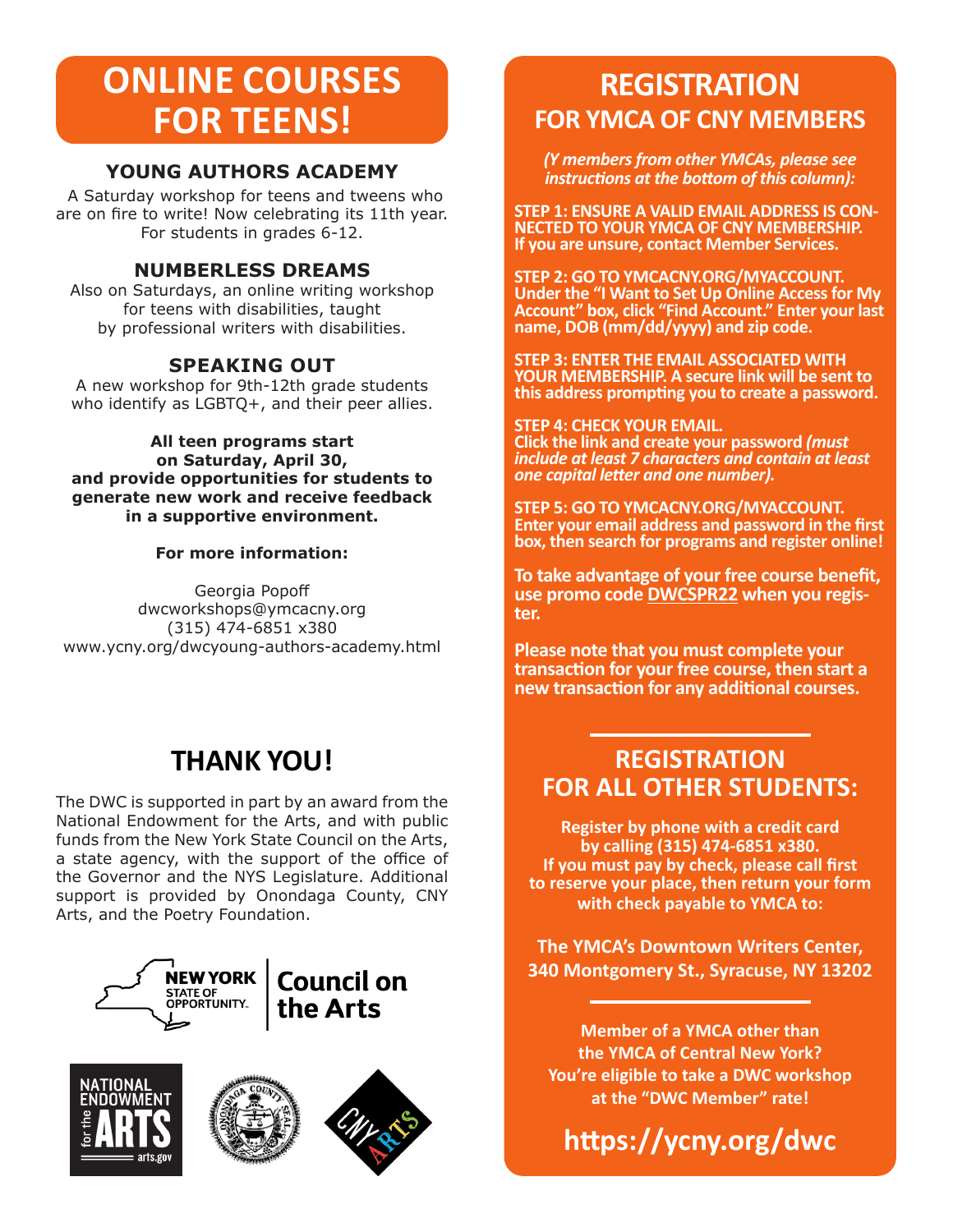# ONLINE COURSES FOR TEENS!

### YOUNG AUTHORS ACADEMY

A Saturday workshop for teens and tweens who are on fire to write! Now celebrating its 11th year. For students in grades 6-12.

### NUMBERLESS DREAMS

Also on Saturdays, an online writing workshop for teens with disabilities, taught by professional writers with disabilities.

### SPEAKING OUT

A new workshop for 9th-12th grade students who identify as LGBTQ+, and their peer allies.

**All teen programs start on Saturday, April 30, and provide opportunities for students to generate new work and receive feedback in a supportive environment.**

**For more information:**

Georgia Popoff
dwcworkshops@ymcacny.org
(315) 474-6851 x380
www.ycny.org/dwcyoung-authors-academy.html

## THANK YOU!

The DWC is supported in part by an award from the National Endowment for the Arts, and with public funds from the New York State Council on the Arts, a state agency, with the support of the office of the Governor and the NYS Legislature. Additional support is provided by Onondaga County, CNY Arts, and the Poetry Foundation.

# REGISTRATION
## FOR YMCA OF CNY MEMBERS

*(Y members from other YMCAs, please see instructions at the bottom of this column):*

**STEP 1: ENSURE A VALID EMAIL ADDRESS IS CONNECTED TO YOUR YMCA OF CNY MEMBERSHIP. If you are unsure, contact Member Services.**

**STEP 2: GO TO YMCACNY.ORG/MYACCOUNT. Under the "I Want to Set Up Online Access for My Account" box, click "Find Account." Enter your last name, DOB (mm/dd/yyyy) and zip code.**

**STEP 3: ENTER THE EMAIL ASSOCIATED WITH YOUR MEMBERSHIP. A secure link will be sent to this address prompting you to create a password.**

**STEP 4: CHECK YOUR EMAIL. Click the link and create your password *(must include at least 7 characters and contain at least one capital letter and one number).***

**STEP 5: GO TO YMCACNY.ORG/MYACCOUNT. Enter your email address and password in the first box, then search for programs and register online!**

**To take advantage of your free course benefit, use promo code DWCSPR22 when you register.**

**Please note that you must complete your transaction for your free course, then start a new transaction for any additional courses.**

## REGISTRATION FOR ALL OTHER STUDENTS:

**Register by phone with a credit card by calling (315) 474-6851 x380. If you must pay by check, please call first to reserve your place, then return your form with check payable to YMCA to:**

**The YMCA's Downtown Writers Center, 340 Montgomery St., Syracuse, NY 13202**

**Member of a YMCA other than the YMCA of Central New York? You're eligible to take a DWC workshop at the "DWC Member" rate!**

## https://ycny.org/dwc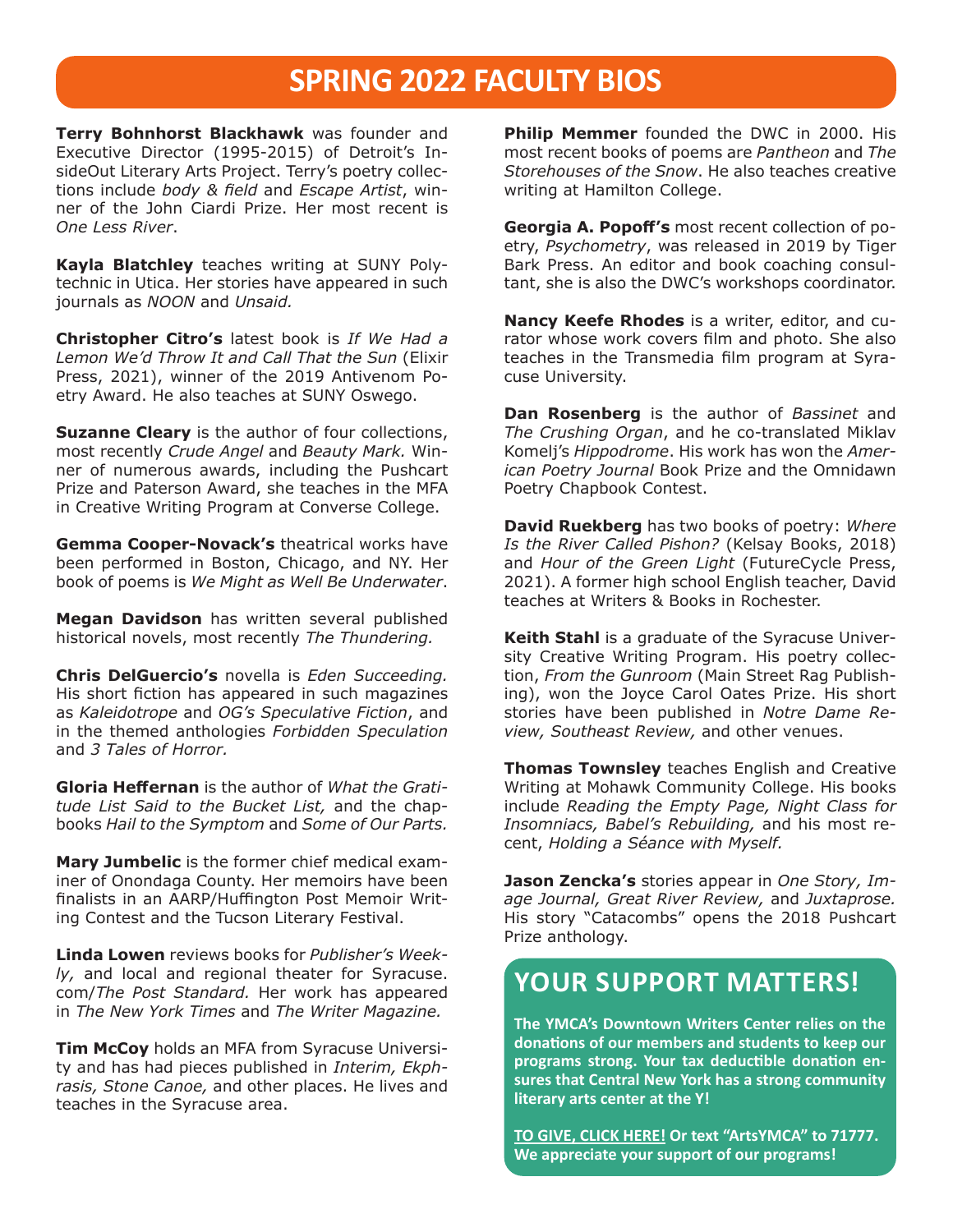# SPRING 2022 FACULTY BIOS

**Terry Bohnhorst Blackhawk** was founder and Executive Director (1995-2015) of Detroit's InsideOut Literary Arts Project. Terry's poetry collections include *body & field* and *Escape Artist*, winner of the John Ciardi Prize. Her most recent is *One Less River*.

**Kayla Blatchley** teaches writing at SUNY Polytechnic in Utica. Her stories have appeared in such journals as *NOON* and *Unsaid.*

**Christopher Citro's** latest book is *If We Had a Lemon We'd Throw It and Call That the Sun* (Elixir Press, 2021), winner of the 2019 Antivenom Poetry Award. He also teaches at SUNY Oswego.

**Suzanne Cleary** is the author of four collections, most recently *Crude Angel* and *Beauty Mark.* Winner of numerous awards, including the Pushcart Prize and Paterson Award, she teaches in the MFA in Creative Writing Program at Converse College.

**Gemma Cooper-Novack's** theatrical works have been performed in Boston, Chicago, and NY. Her book of poems is *We Might as Well Be Underwater*.

**Megan Davidson** has written several published historical novels, most recently *The Thundering.*

**Chris DelGuercio's** novella is *Eden Succeeding.* His short fiction has appeared in such magazines as *Kaleidotrope* and *OG's Speculative Fiction*, and in the themed anthologies *Forbidden Speculation* and *3 Tales of Horror.*

**Gloria Heffernan** is the author of *What the Gratitude List Said to the Bucket List,* and the chapbooks *Hail to the Symptom* and *Some of Our Parts.*

**Mary Jumbelic** is the former chief medical examiner of Onondaga County. Her memoirs have been finalists in an AARP/Huffington Post Memoir Writing Contest and the Tucson Literary Festival.

**Linda Lowen** reviews books for *Publisher's Weekly,* and local and regional theater for Syracuse.com/*The Post Standard.* Her work has appeared in *The New York Times* and *The Writer Magazine.*

**Tim McCoy** holds an MFA from Syracuse University and has had pieces published in *Interim, Ekphrasis, Stone Canoe,* and other places. He lives and teaches in the Syracuse area.

**Philip Memmer** founded the DWC in 2000. His most recent books of poems are *Pantheon* and *The Storehouses of the Snow*. He also teaches creative writing at Hamilton College.

**Georgia A. Popoff's** most recent collection of poetry, *Psychometry*, was released in 2019 by Tiger Bark Press. An editor and book coaching consultant, she is also the DWC's workshops coordinator.

**Nancy Keefe Rhodes** is a writer, editor, and curator whose work covers film and photo. She also teaches in the Transmedia film program at Syracuse University.

**Dan Rosenberg** is the author of *Bassinet* and *The Crushing Organ*, and he co-translated Miklav Komelj's *Hippodrome*. His work has won the *American Poetry Journal* Book Prize and the Omnidawn Poetry Chapbook Contest.

**David Ruekberg** has two books of poetry: *Where Is the River Called Pishon?* (Kelsay Books, 2018) and *Hour of the Green Light* (FutureCycle Press, 2021). A former high school English teacher, David teaches at Writers & Books in Rochester.

**Keith Stahl** is a graduate of the Syracuse University Creative Writing Program. His poetry collection, *From the Gunroom* (Main Street Rag Publishing), won the Joyce Carol Oates Prize. His short stories have been published in *Notre Dame Review, Southeast Review,* and other venues.

**Thomas Townsley** teaches English and Creative Writing at Mohawk Community College. His books include *Reading the Empty Page, Night Class for Insomniacs, Babel's Rebuilding,* and his most recent, *Holding a Séance with Myself.*

**Jason Zencka's** stories appear in *One Story, Image Journal, Great River Review,* and *Juxtaprose.* His story "Catacombs" opens the 2018 Pushcart Prize anthology.

## YOUR SUPPORT MATTERS!

**The YMCA's Downtown Writers Center relies on the donations of our members and students to keep our programs strong. Your tax deductible donation ensures that Central New York has a strong community literary arts center at the Y!**

**TO GIVE, CLICK HERE! Or text "ArtsYMCA" to 71777. We appreciate your support of our programs!**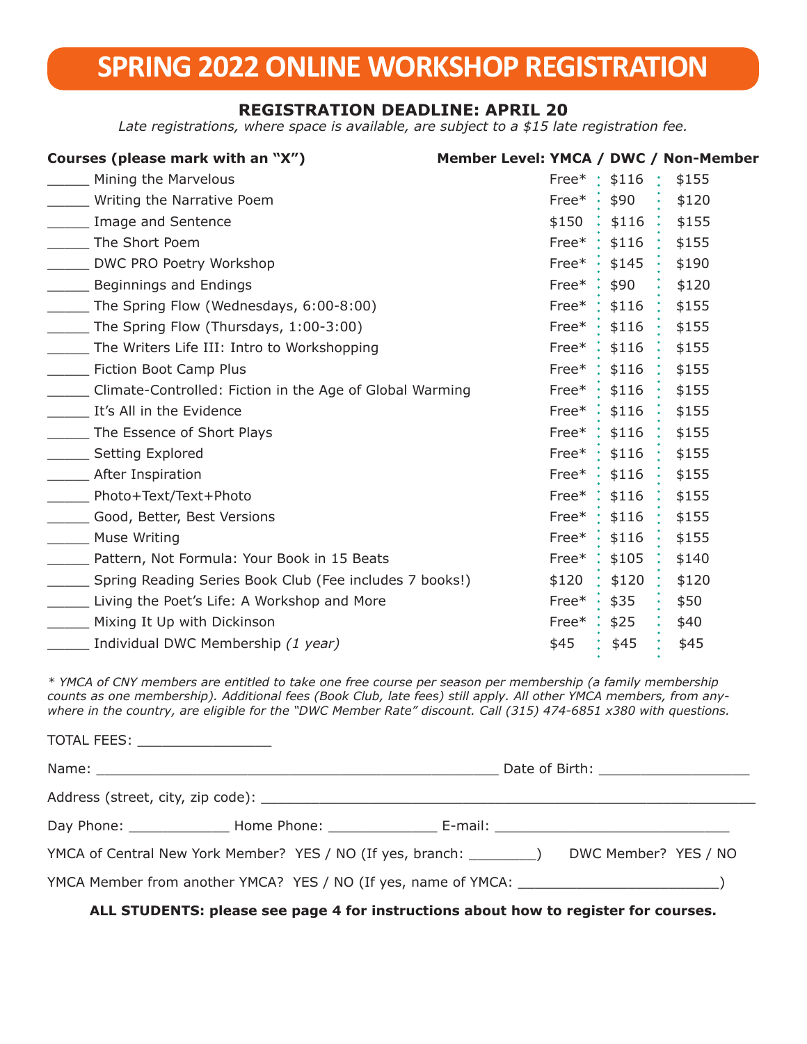# SPRING 2022 ONLINE WORKSHOP REGISTRATION

**REGISTRATION DEADLINE: APRIL 20**

*Late registrations, where space is available, are subject to a $15 late registration fee.*

| Courses (please mark with an "X") | Member Level: YMCA | DWC | Non-Member |
|---|---|---|---|
| _____ Mining the Marvelous | Free* | $116 | $155 |
| _____ Writing the Narrative Poem | Free* | $90 | $120 |
| _____ Image and Sentence | $150 | $116 | $155 |
| _____ The Short Poem | Free* | $116 | $155 |
| _____ DWC PRO Poetry Workshop | Free* | $145 | $190 |
| _____ Beginnings and Endings | Free* | $90 | $120 |
| _____ The Spring Flow (Wednesdays, 6:00-8:00) | Free* | $116 | $155 |
| _____ The Spring Flow (Thursdays, 1:00-3:00) | Free* | $116 | $155 |
| _____ The Writers Life III: Intro to Workshopping | Free* | $116 | $155 |
| _____ Fiction Boot Camp Plus | Free* | $116 | $155 |
| _____ Climate-Controlled: Fiction in the Age of Global Warming | Free* | $116 | $155 |
| _____ It's All in the Evidence | Free* | $116 | $155 |
| _____ The Essence of Short Plays | Free* | $116 | $155 |
| _____ Setting Explored | Free* | $116 | $155 |
| _____ After Inspiration | Free* | $116 | $155 |
| _____ Photo+Text/Text+Photo | Free* | $116 | $155 |
| _____ Good, Better, Best Versions | Free* | $116 | $155 |
| _____ Muse Writing | Free* | $116 | $155 |
| _____ Pattern, Not Formula: Your Book in 15 Beats | Free* | $105 | $140 |
| _____ Spring Reading Series Book Club (Fee includes 7 books!) | $120 | $120 | $120 |
| _____ Living the Poet's Life: A Workshop and More | Free* | $35 | $50 |
| _____ Mixing It Up with Dickinson | Free* | $25 | $40 |
| _____ Individual DWC Membership *(1 year)* | $45 | $45 | $45 |

*\* YMCA of CNY members are entitled to take one free course per season per membership (a family membership counts as one membership). Additional fees (Book Club, late fees) still apply. All other YMCA members, from anywhere in the country, are eligible for the "DWC Member Rate" discount. Call (315) 474-6851 x380 with questions.*

TOTAL FEES: ________________

Name: __________________________________________________ Date of Birth: __________________

Address (street, city, zip code): ____________________________________________________________

Day Phone: ____________ Home Phone: _____________ E-mail: ____________________________

YMCA of Central New York Member? YES / NO (If yes, branch: ________) DWC Member? YES / NO

YMCA Member from another YMCA? YES / NO (If yes, name of YMCA: ________________________)

**ALL STUDENTS: please see page 4 for instructions about how to register for courses.**